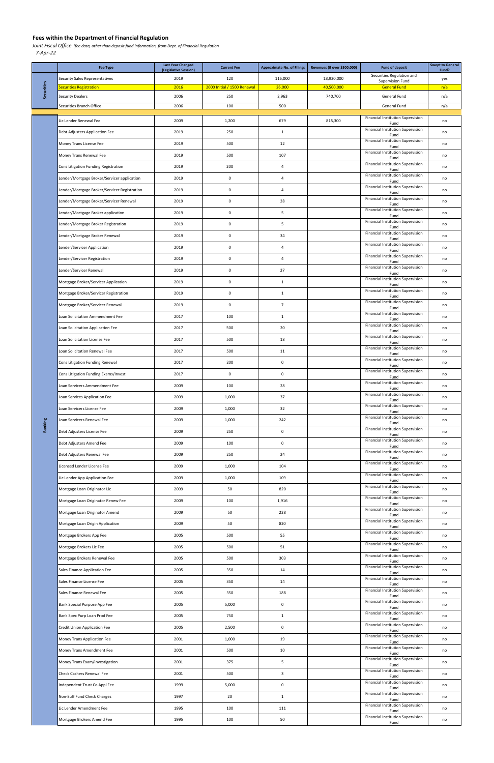## Fees within the Department of Financial Regulation

*Joint Fiscal Office (fee data, other than deposit fund information, from Dept. of Financial Regulation*

*7-Apr-22*

| | Fee Type | Last Year Changed (Legislative Session) | Current Fee | Approximate No. of Filings | Revenues (if over $500,000) | Fund of deposit | Swept to General Fund? |
|---|---|---|---|---|---|---|---|
| Securities | Security Sales Representatives | 2019 | 120 | 116,000 | 13,920,000 | Securities Regulation and Supervision Fund | yes |
| | Securities Registration | 2016 | 2000 Initial / 1500 Renewal | 26,000 | 40,500,000 | General Fund | n/a |
| | Security Dealers | 2006 | 250 | 2,963 | 740,700 | General Fund | n/a |
| | Securities Branch Office | 2006 | 100 | 500 | | General Fund | n/a |
| Banking | Lic Lender Renewal Fee | 2009 | 1,200 | 679 | 815,300 | Financial Institution Supervision Fund | no |
| | Debt Adjusters Application Fee | 2019 | 250 | 1 | | Financial Institution Supervision Fund | no |
| | Money Trans License Fee | 2019 | 500 | 12 | | Financial Institution Supervision Fund | no |
| | Money Trans Renewal Fee | 2019 | 500 | 107 | | Financial Institution Supervision Fund | no |
| | Cons Litigation Funding Registration | 2019 | 200 | 4 | | Financial Institution Supervision Fund | no |
| | Lender/Mortgage Broker/Servicer application | 2019 | 0 | 4 | | Financial Institution Supervision Fund | no |
| | Lender/Mortgage Broker/Servicer Registration | 2019 | 0 | 4 | | Financial Institution Supervision Fund | no |
| | Lender/Mortgage Broker/Servicer Renewal | 2019 | 0 | 28 | | Financial Institution Supervision Fund | no |
| | Lender/Mortgage Broker application | 2019 | 0 | 5 | | Financial Institution Supervision Fund | no |
| | Lender/Mortgage Broker Registration | 2019 | 0 | 5 | | Financial Institution Supervision Fund | no |
| | Lender/Mortgage Broker Renewal | 2019 | 0 | 34 | | Financial Institution Supervision Fund | no |
| | Lender/Servicer Application | 2019 | 0 | 4 | | Financial Institution Supervision Fund | no |
| | Lender/Servicer Registration | 2019 | 0 | 4 | | Financial Institution Supervision Fund | no |
| | Lender/Servicer Renewal | 2019 | 0 | 27 | | Financial Institution Supervision Fund | no |
| | Mortgage Broker/Servicer Application | 2019 | 0 | 1 | | Financial Institution Supervision Fund | no |
| | Mortgage Broker/Servicer Registration | 2019 | 0 | 1 | | Financial Institution Supervision Fund | no |
| | Mortgage Broker/Servicer Renewal | 2019 | 0 | 7 | | Financial Institution Supervision Fund | no |
| | Loan Solicitation Ammendment Fee | 2017 | 100 | 1 | | Financial Institution Supervision Fund | no |
| | Loan Solicitation Application Fee | 2017 | 500 | 20 | | Financial Institution Supervision Fund | no |
| | Loan Solicitation License Fee | 2017 | 500 | 18 | | Financial Institution Supervision Fund | no |
| | Loan Solicitation Renewal Fee | 2017 | 500 | 11 | | Financial Institution Supervision Fund | no |
| | Cons Litigation Funding Renewal | 2017 | 200 | 0 | | Financial Institution Supervision Fund | no |
| | Cons Litigation Funding Exams/Invest | 2017 | 0 | 0 | | Financial Institution Supervision Fund | no |
| | Loan Servicers Ammendment Fee | 2009 | 100 | 28 | | Financial Institution Supervision Fund | no |
| | Loan Services Application Fee | 2009 | 1,000 | 37 | | Financial Institution Supervision Fund | no |
| | Loan Servicers License Fee | 2009 | 1,000 | 32 | | Financial Institution Supervision Fund | no |
| | Loan Servicers Renewal Fee | 2009 | 1,000 | 242 | | Financial Institution Supervision Fund | no |
| | Debt Adjusters License Fee | 2009 | 250 | 0 | | Financial Institution Supervision Fund | no |
| | Debt Adjusters Amend Fee | 2009 | 100 | 0 | | Financial Institution Supervision Fund | no |
| | Debt Adjusters Renewal Fee | 2009 | 250 | 24 | | Financial Institution Supervision Fund | no |
| | Licensed Lender License Fee | 2009 | 1,000 | 104 | | Financial Institution Supervision Fund | no |
| | Lic Lender App Application Fee | 2009 | 1,000 | 109 | | Financial Institution Supervision Fund | no |
| | Mortgage Loan Originator Lic | 2009 | 50 | 820 | | Financial Institution Supervision Fund | no |
| | Mortgage Loan Originator Renew Fee | 2009 | 100 | 1,916 | | Financial Institution Supervision Fund | no |
| | Mortgage Loan Originator Amend | 2009 | 50 | 228 | | Financial Institution Supervision Fund | no |
| | Mortgage Loan Origin Application | 2009 | 50 | 820 | | Financial Institution Supervision Fund | no |
| | Mortgage Brokers App Fee | 2005 | 500 | 55 | | Financial Institution Supervision Fund | no |
| | Mortgage Brokers Lic Fee | 2005 | 500 | 51 | | Financial Institution Supervision Fund | no |
| | Mortgage Brokers Renewal Fee | 2005 | 500 | 303 | | Financial Institution Supervision Fund | no |
| | Sales Finance Application Fee | 2005 | 350 | 14 | | Financial Institution Supervision Fund | no |
| | Sales Finance License Fee | 2005 | 350 | 14 | | Financial Institution Supervision Fund | no |
| | Sales Finance Renewal Fee | 2005 | 350 | 188 | | Financial Institution Supervision Fund | no |
| | Bank Special Purpose App Fee | 2005 | 5,000 | 0 | | Financial Institution Supervision Fund | no |
| | Bank Spec Purp Loan Prod Fee | 2005 | 750 | 1 | | Financial Institution Supervision Fund | no |
| | Credit Union Application Fee | 2005 | 2,500 | 0 | | Financial Institution Supervision Fund | no |
| | Money Trans Application Fee | 2001 | 1,000 | 19 | | Financial Institution Supervision Fund | no |
| | Money Trans Amendment Fee | 2001 | 500 | 10 | | Financial Institution Supervision Fund | no |
| | Money Trans Exam/Investigation | 2001 | 375 | 5 | | Financial Institution Supervision Fund | no |
| | Check Cashers Renewal Fee | 2001 | 500 | 3 | | Financial Institution Supervision Fund | no |
| | Independent Trust Co Appl Fee | 1999 | 5,000 | 0 | | Financial Institution Supervision Fund | no |
| | Non-Suff Fund Check Charges | 1997 | 20 | 1 | | Financial Institution Supervision Fund | no |
| | Lic Lender Amendment Fee | 1995 | 100 | 111 | | Financial Institution Supervision Fund | no |
| | Mortgage Brokers Amend Fee | 1995 | 100 | 50 | | Financial Institution Supervision Fund | no |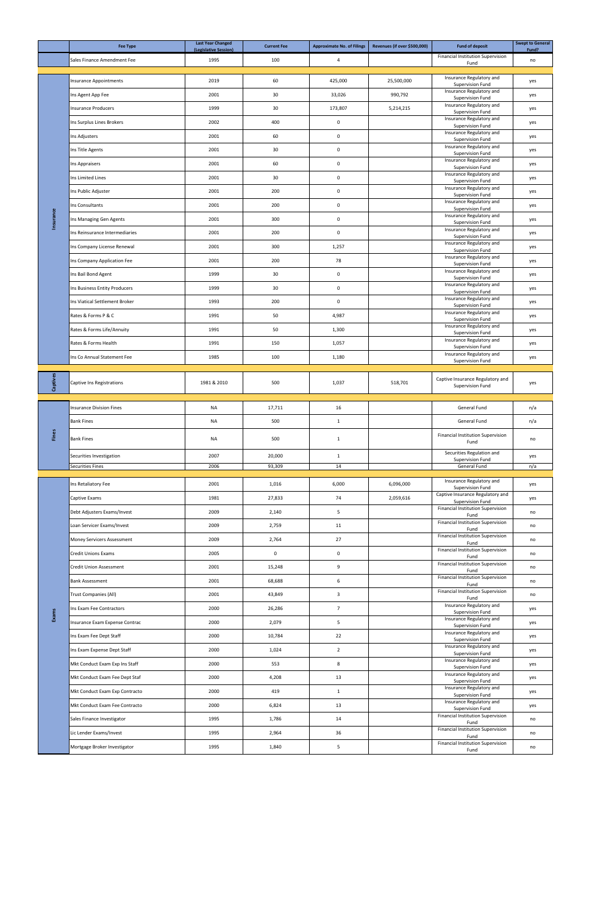| | Fee Type | Last Year Changed (Legislative Session) | Current Fee | Approximate No. of Filings | Revenues (if over $500,000) | Fund of deposit | Swept to General Fund? |
|---|---|---|---|---|---|---|---|
| | Sales Finance Amendment Fee | 1995 | 100 | 4 | | Financial Institution Supervision Fund | no |
| | | | | | | | |
| Insurance | Insurance Appointments | 2019 | 60 | 425,000 | 25,500,000 | Insurance Regulatory and Supervision Fund | yes |
| | Ins Agent App Fee | 2001 | 30 | 33,026 | 990,792 | Insurance Regulatory and Supervision Fund | yes |
| | Insurance Producers | 1999 | 30 | 173,807 | 5,214,215 | Insurance Regulatory and Supervision Fund | yes |
| | Ins Surplus Lines Brokers | 2002 | 400 | 0 | | Insurance Regulatory and Supervision Fund | yes |
| | Ins Adjusters | 2001 | 60 | 0 | | Insurance Regulatory and Supervision Fund | yes |
| | Ins Title Agents | 2001 | 30 | 0 | | Insurance Regulatory and Supervision Fund | yes |
| | Ins Appraisers | 2001 | 60 | 0 | | Insurance Regulatory and Supervision Fund | yes |
| | Ins Limited Lines | 2001 | 30 | 0 | | Insurance Regulatory and Supervision Fund | yes |
| | Ins Public Adjuster | 2001 | 200 | 0 | | Insurance Regulatory and Supervision Fund | yes |
| | Ins Consultants | 2001 | 200 | 0 | | Insurance Regulatory and Supervision Fund | yes |
| | Ins Managing Gen Agents | 2001 | 300 | 0 | | Insurance Regulatory and Supervision Fund | yes |
| | Ins Reinsurance Intermediaries | 2001 | 200 | 0 | | Insurance Regulatory and Supervision Fund | yes |
| | Ins Company License Renewal | 2001 | 300 | 1,257 | | Insurance Regulatory and Supervision Fund | yes |
| | Ins Company Application Fee | 2001 | 200 | 78 | | Insurance Regulatory and Supervision Fund | yes |
| | Ins Bail Bond Agent | 1999 | 30 | 0 | | Insurance Regulatory and Supervision Fund | yes |
| | Ins Business Entity Producers | 1999 | 30 | 0 | | Insurance Regulatory and Supervision Fund | yes |
| | Ins Viatical Settlement Broker | 1993 | 200 | 0 | | Insurance Regulatory and Supervision Fund | yes |
| | Rates & Forms P & C | 1991 | 50 | 4,987 | | Insurance Regulatory and Supervision Fund | yes |
| | Rates & Forms Life/Annuity | 1991 | 50 | 1,300 | | Insurance Regulatory and Supervision Fund | yes |
| | Rates & Forms Health | 1991 | 150 | 1,057 | | Insurance Regulatory and Supervision Fund | yes |
| | Ins Co Annual Statement Fee | 1985 | 100 | 1,180 | | Insurance Regulatory and Supervision Fund | yes |
| | | | | | | | |
| Captives | Captive Ins Registrations | 1981 & 2010 | 500 | 1,037 | 518,701 | Captive Insurance Regulatory and Supervision Fund | yes |
| | | | | | | | |
| Fines | Insurance Division Fines | NA | 17,711 | 16 | | General Fund | n/a |
| | Bank Fines | NA | 500 | 1 | | General Fund | n/a |
| | Bank Fines | NA | 500 | 1 | | Financial Institution Supervision Fund | no |
| | Securities Investigation | 2007 | 20,000 | 1 | | Securities Regulation and Supervision Fund | yes |
| | Securities Fines | 2006 | 93,309 | 14 | | General Fund | n/a |
| | | | | | | | |
| Exams | Ins Retaliatory Fee | 2001 | 1,016 | 6,000 | 6,096,000 | Insurance Regulatory and Supervision Fund | yes |
| | Captive Exams | 1981 | 27,833 | 74 | 2,059,616 | Captive Insurance Regulatory and Supervision Fund | yes |
| | Debt Adjusters Exams/Invest | 2009 | 2,140 | 5 | | Financial Institution Supervision Fund | no |
| | Loan Servicer Exams/Invest | 2009 | 2,759 | 11 | | Financial Institution Supervision Fund | no |
| | Money Servicers Assessment | 2009 | 2,764 | 27 | | Financial Institution Supervision Fund | no |
| | Credit Unions Exams | 2005 | 0 | 0 | | Financial Institution Supervision Fund | no |
| | Credit Union Assessment | 2001 | 15,248 | 9 | | Financial Institution Supervision Fund | no |
| | Bank Assessment | 2001 | 68,688 | 6 | | Financial Institution Supervision Fund | no |
| | Trust Companies (All) | 2001 | 43,849 | 3 | | Financial Institution Supervision Fund | no |
| | Ins Exam Fee Contractors | 2000 | 26,286 | 7 | | Insurance Regulatory and Supervision Fund | yes |
| | Insurance Exam Expense Contrac | 2000 | 2,079 | 5 | | Insurance Regulatory and Supervision Fund | yes |
| | Ins Exam Fee Dept Staff | 2000 | 10,784 | 22 | | Insurance Regulatory and Supervision Fund | yes |
| | Ins Exam Expense Dept Staff | 2000 | 1,024 | 2 | | Insurance Regulatory and Supervision Fund | yes |
| | Mkt Conduct Exam Exp Ins Staff | 2000 | 553 | 8 | | Insurance Regulatory and Supervision Fund | yes |
| | Mkt Conduct Exam Fee Dept Staf | 2000 | 4,208 | 13 | | Insurance Regulatory and Supervision Fund | yes |
| | Mkt Conduct Exam Exp Contracto | 2000 | 419 | 1 | | Insurance Regulatory and Supervision Fund | yes |
| | Mkt Conduct Exam Fee Contracto | 2000 | 6,824 | 13 | | Insurance Regulatory and Supervision Fund | yes |
| | Sales Finance Investigator | 1995 | 1,786 | 14 | | Financial Institution Supervision Fund | no |
| | Lic Lender Exams/Invest | 1995 | 2,964 | 36 | | Financial Institution Supervision Fund | no |
| | Mortgage Broker Investigator | 1995 | 1,840 | 5 | | Financial Institution Supervision Fund | no |